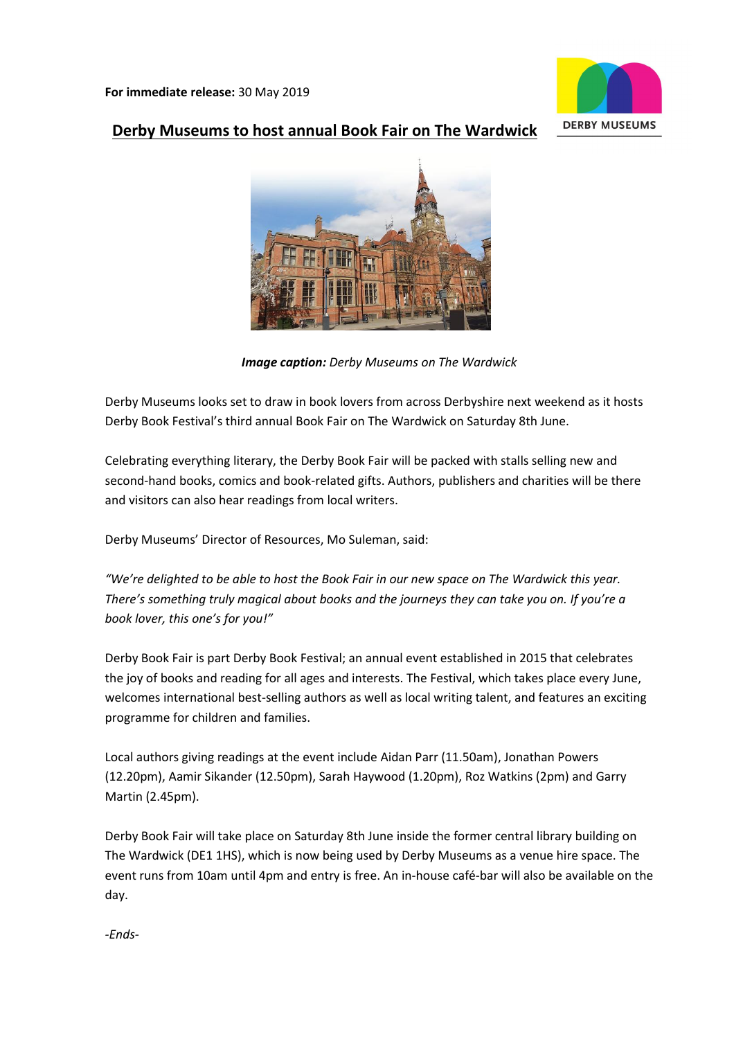**For immediate release:** 30 May 2019

# Derby Museums to host annual Book Fair on The Wardwick

***Image caption:*** *Derby Museums on The Wardwick*

Derby Museums looks set to draw in book lovers from across Derbyshire next weekend as it hosts Derby Book Festival's third annual Book Fair on The Wardwick on Saturday 8th June.

Celebrating everything literary, the Derby Book Fair will be packed with stalls selling new and second-hand books, comics and book-related gifts. Authors, publishers and charities will be there and visitors can also hear readings from local writers.

Derby Museums' Director of Resources, Mo Suleman, said:

*"We're delighted to be able to host the Book Fair in our new space on The Wardwick this year. There's something truly magical about books and the journeys they can take you on. If you're a book lover, this one's for you!"*

Derby Book Fair is part Derby Book Festival; an annual event established in 2015 that celebrates the joy of books and reading for all ages and interests. The Festival, which takes place every June, welcomes international best-selling authors as well as local writing talent, and features an exciting programme for children and families.

Local authors giving readings at the event include Aidan Parr (11.50am), Jonathan Powers (12.20pm), Aamir Sikander (12.50pm), Sarah Haywood (1.20pm), Roz Watkins (2pm) and Garry Martin (2.45pm).

Derby Book Fair will take place on Saturday 8th June inside the former central library building on The Wardwick (DE1 1HS), which is now being used by Derby Museums as a venue hire space. The event runs from 10am until 4pm and entry is free. An in-house café-bar will also be available on the day.

*-Ends-*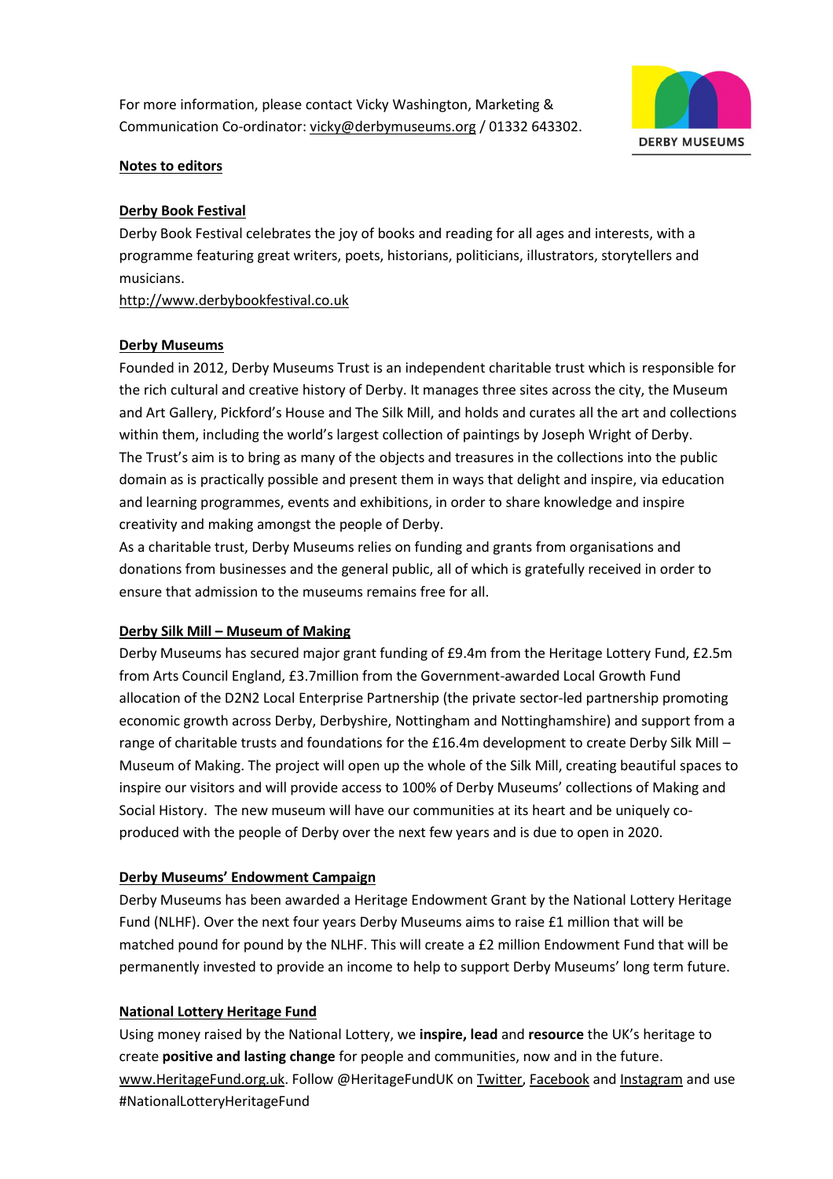For more information, please contact Vicky Washington, Marketing & Communication Co-ordinator: vicky@derbymuseums.org / 01332 643302.

DERBY MUSEUMS

**Notes to editors**

**Derby Book Festival**

Derby Book Festival celebrates the joy of books and reading for all ages and interests, with a programme featuring great writers, poets, historians, politicians, illustrators, storytellers and musicians.
http://www.derbybookfestival.co.uk

**Derby Museums**

Founded in 2012, Derby Museums Trust is an independent charitable trust which is responsible for the rich cultural and creative history of Derby. It manages three sites across the city, the Museum and Art Gallery, Pickford's House and The Silk Mill, and holds and curates all the art and collections within them, including the world's largest collection of paintings by Joseph Wright of Derby.
The Trust's aim is to bring as many of the objects and treasures in the collections into the public domain as is practically possible and present them in ways that delight and inspire, via education and learning programmes, events and exhibitions, in order to share knowledge and inspire creativity and making amongst the people of Derby.
As a charitable trust, Derby Museums relies on funding and grants from organisations and donations from businesses and the general public, all of which is gratefully received in order to ensure that admission to the museums remains free for all.

**Derby Silk Mill – Museum of Making**

Derby Museums has secured major grant funding of £9.4m from the Heritage Lottery Fund, £2.5m from Arts Council England, £3.7million from the Government-awarded Local Growth Fund allocation of the D2N2 Local Enterprise Partnership (the private sector-led partnership promoting economic growth across Derby, Derbyshire, Nottingham and Nottinghamshire) and support from a range of charitable trusts and foundations for the £16.4m development to create Derby Silk Mill – Museum of Making. The project will open up the whole of the Silk Mill, creating beautiful spaces to inspire our visitors and will provide access to 100% of Derby Museums' collections of Making and Social History. The new museum will have our communities at its heart and be uniquely co-produced with the people of Derby over the next few years and is due to open in 2020.

**Derby Museums' Endowment Campaign**

Derby Museums has been awarded a Heritage Endowment Grant by the National Lottery Heritage Fund (NLHF). Over the next four years Derby Museums aims to raise £1 million that will be matched pound for pound by the NLHF. This will create a £2 million Endowment Fund that will be permanently invested to provide an income to help to support Derby Museums' long term future.

**National Lottery Heritage Fund**

Using money raised by the National Lottery, we **inspire, lead** and **resource** the UK's heritage to create **positive and lasting change** for people and communities, now and in the future. www.HeritageFund.org.uk. Follow @HeritageFundUK on Twitter, Facebook and Instagram and use #NationalLotteryHeritageFund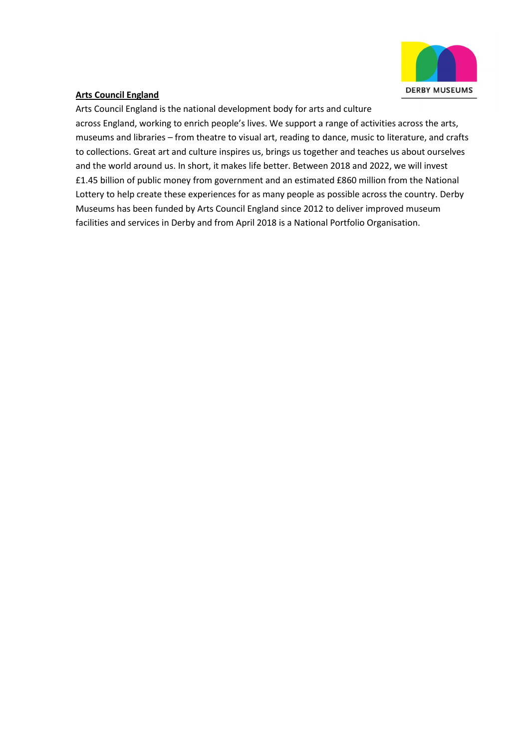**Arts Council England**

Arts Council England is the national development body for arts and culture across England, working to enrich people's lives. We support a range of activities across the arts, museums and libraries – from theatre to visual art, reading to dance, music to literature, and crafts to collections. Great art and culture inspires us, brings us together and teaches us about ourselves and the world around us. In short, it makes life better. Between 2018 and 2022, we will invest £1.45 billion of public money from government and an estimated £860 million from the National Lottery to help create these experiences for as many people as possible across the country. Derby Museums has been funded by Arts Council England since 2012 to deliver improved museum facilities and services in Derby and from April 2018 is a National Portfolio Organisation.